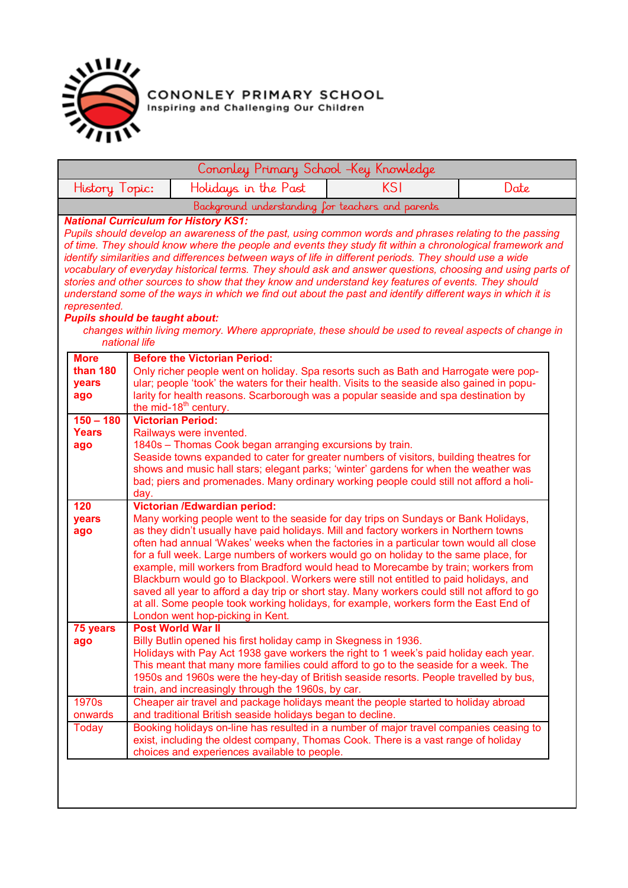**CONONLEY PRIMARY SCHOOL**
Inspiring and Challenging Our Children

| Cononley Primary School -Key Knowledge | | | |
|---|---|---|---|
| History Topic: | Holidays in the Past | KS1 | Date |

**Background understanding for teachers and parents**

***National Curriculum for History KS1:***

*Pupils should develop an awareness of the past, using common words and phrases relating to the passing of time. They should know where the people and events they study fit within a chronological framework and identify similarities and differences between ways of life in different periods. They should use a wide vocabulary of everyday historical terms. They should ask and answer questions, choosing and using parts of stories and other sources to show that they know and understand key features of events. They should understand some of the ways in which we find out about the past and identify different ways in which it is represented.*

***Pupils should be taught about:***

*changes within living memory. Where appropriate, these should be used to reveal aspects of change in national life*

| | |
|---|---|
| **More than 180 years ago** | **Before the Victorian Period:** Only richer people went on holiday. Spa resorts such as Bath and Harrogate were popular; people 'took' the waters for their health. Visits to the seaside also gained in popularity for health reasons. Scarborough was a popular seaside and spa destination by the mid-18th century. |
| **150 – 180 Years ago** | **Victorian Period:** Railways were invented. 1840s – Thomas Cook began arranging excursions by train. Seaside towns expanded to cater for greater numbers of visitors, building theatres for shows and music hall stars; elegant parks; 'winter' gardens for when the weather was bad; piers and promenades. Many ordinary working people could still not afford a holiday. |
| **120 years ago** | **Victorian /Edwardian period:** Many working people went to the seaside for day trips on Sundays or Bank Holidays, as they didn't usually have paid holidays. Mill and factory workers in Northern towns often had annual 'Wakes' weeks when the factories in a particular town would all close for a full week. Large numbers of workers would go on holiday to the same place, for example, mill workers from Bradford would head to Morecambe by train; workers from Blackburn would go to Blackpool. Workers were still not entitled to paid holidays, and saved all year to afford a day trip or short stay. Many workers could still not afford to go at all. Some people took working holidays, for example, workers form the East End of London went hop-picking in Kent. |
| **75 years ago** | **Post World War II** Billy Butlin opened his first holiday camp in Skegness in 1936. Holidays with Pay Act 1938 gave workers the right to 1 week's paid holiday each year. This meant that many more families could afford to go to the seaside for a week. The 1950s and 1960s were the hey-day of British seaside resorts. People travelled by bus, train, and increasingly through the 1960s, by car. |
| 1970s onwards | Cheaper air travel and package holidays meant the people started to holiday abroad and traditional British seaside holidays began to decline. |
| Today | Booking holidays on-line has resulted in a number of major travel companies ceasing to exist, including the oldest company, Thomas Cook. There is a vast range of holiday choices and experiences available to people. |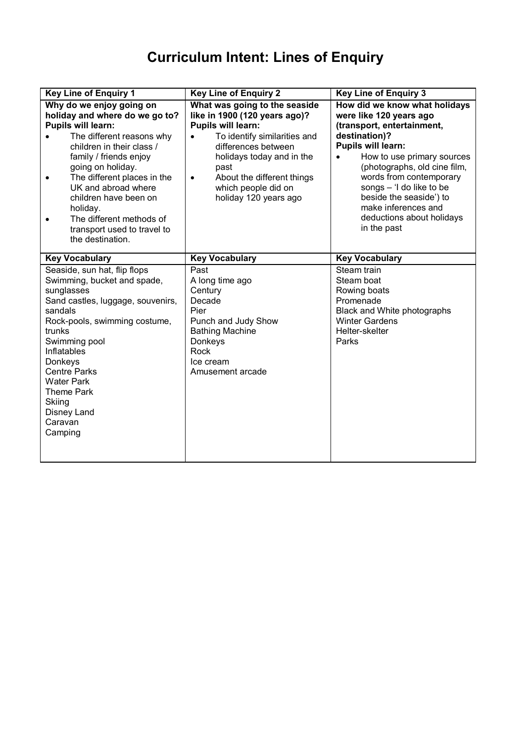# Curriculum Intent: Lines of Enquiry

| Key Line of Enquiry 1 | Key Line of Enquiry 2 | Key Line of Enquiry 3 |
|---|---|---|
| **Why do we enjoy going on holiday and where do we go to?**<br>**Pupils will learn:**<br>• The different reasons why children in their class / family / friends enjoy going on holiday.<br>• The different places in the UK and abroad where children have been on holiday.<br>• The different methods of transport used to travel to the destination. | **What was going to the seaside like in 1900 (120 years ago)?**<br>**Pupils will learn:**<br>• To identify similarities and differences between holidays today and in the past<br>• About the different things which people did on holiday 120 years ago | **How did we know what holidays were like 120 years ago (transport, entertainment, destination)?**<br>**Pupils will learn:**<br>• How to use primary sources (photographs, old cine film, words from contemporary songs – 'I do like to be beside the seaside') to make inferences and deductions about holidays in the past |
| **Key Vocabulary** | **Key Vocabulary** | **Key Vocabulary** |
| Seaside, sun hat, flip flops<br>Swimming, bucket and spade, sunglasses<br>Sand castles, luggage, souvenirs, sandals<br>Rock-pools, swimming costume, trunks<br>Swimming pool<br>Inflatables<br>Donkeys<br>Centre Parks<br>Water Park<br>Theme Park<br>Skiing<br>Disney Land<br>Caravan<br>Camping | Past<br>A long time ago<br>Century<br>Decade<br>Pier<br>Punch and Judy Show<br>Bathing Machine<br>Donkeys<br>Rock<br>Ice cream<br>Amusement arcade | Steam train<br>Steam boat<br>Rowing boats<br>Promenade<br>Black and White photographs<br>Winter Gardens<br>Helter-skelter<br>Parks |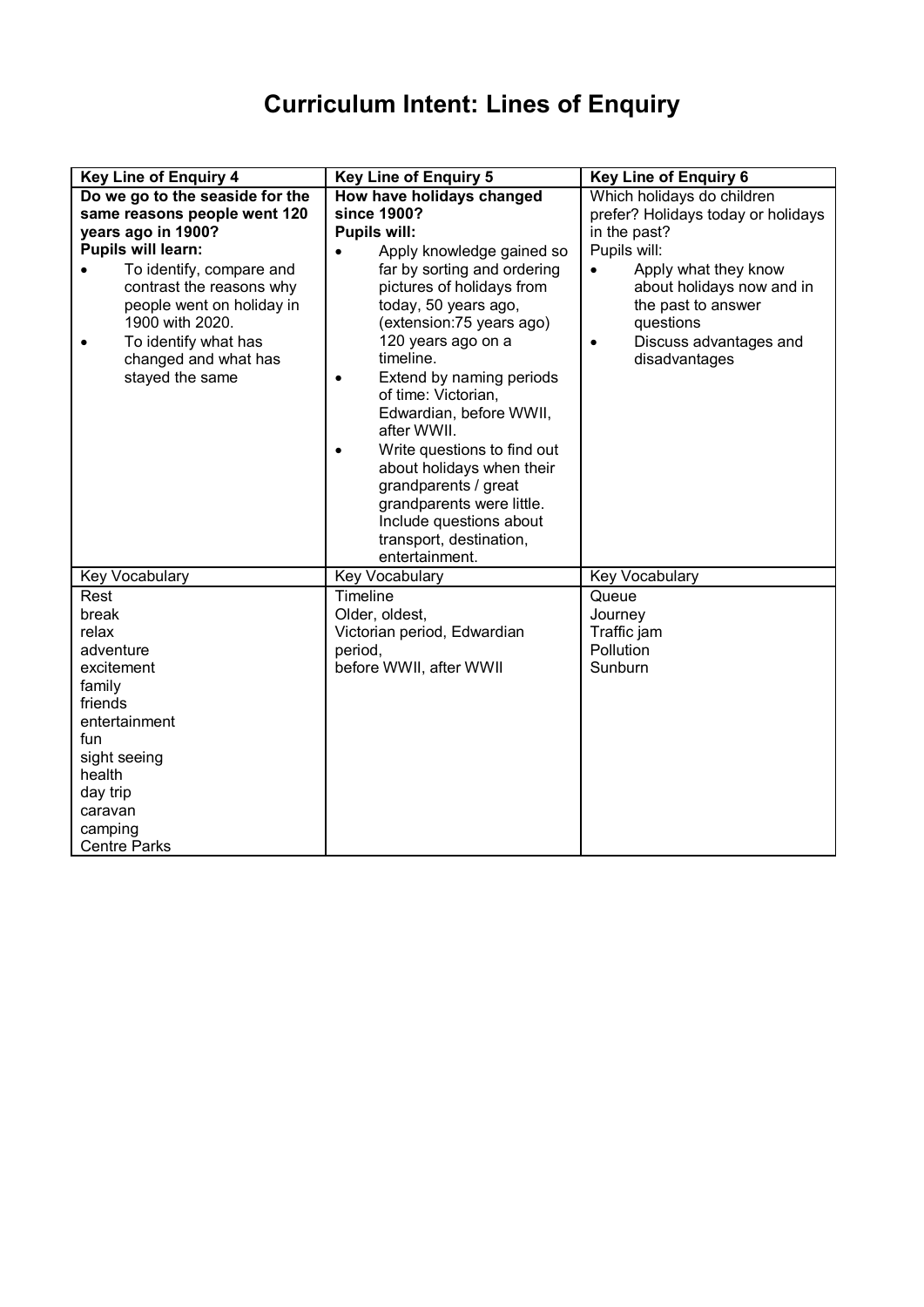# Curriculum Intent: Lines of Enquiry

| **Key Line of Enquiry 4** | **Key Line of Enquiry 5** | **Key Line of Enquiry 6** |
|---|---|---|
| **Do we go to the seaside for the same reasons people went 120 years ago in 1900?**<br>**Pupils will learn:**<br>• To identify, compare and contrast the reasons why people went on holiday in 1900 with 2020.<br>• To identify what has changed and what has stayed the same | **How have holidays changed since 1900?**<br>**Pupils will:**<br>• Apply knowledge gained so far by sorting and ordering pictures of holidays from today, 50 years ago, (extension:75 years ago) 120 years ago on a timeline.<br>• Extend by naming periods of time: Victorian, Edwardian, before WWII, after WWII.<br>• Write questions to find out about holidays when their grandparents / great grandparents were little. Include questions about transport, destination, entertainment. | Which holidays do children prefer? Holidays today or holidays in the past?<br>Pupils will:<br>• Apply what they know about holidays now and in the past to answer questions<br>• Discuss advantages and disadvantages |
| Key Vocabulary | Key Vocabulary | Key Vocabulary |
| Rest<br>break<br>relax<br>adventure<br>excitement<br>family<br>friends<br>entertainment<br>fun<br>sight seeing<br>health<br>day trip<br>caravan<br>camping<br>Centre Parks | Timeline<br>Older, oldest,<br>Victorian period, Edwardian period,<br>before WWII, after WWII | Queue<br>Journey<br>Traffic jam<br>Pollution<br>Sunburn |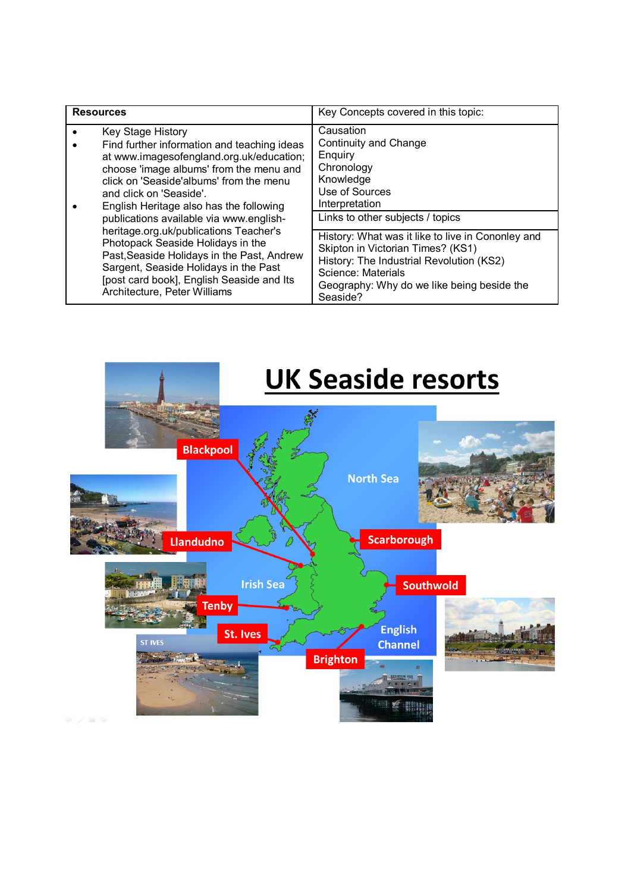| Resources | Key Concepts covered in this topic: |
|---|---|
| • Key Stage History<br>• Find further information and teaching ideas at www.imagesofengland.org.uk/education; choose 'image albums' from the menu and click on 'Seaside'albums' from the menu and click on 'Seaside'.<br>• English Heritage also has the following publications available via www.english-heritage.org.uk/publications Teacher's Photopack Seaside Holidays in the Past,Seaside Holidays in the Past, Andrew Sargent, Seaside Holidays in the Past [post card book], English Seaside and Its Architecture, Peter Williams | Causation<br>Continuity and Change<br>Enquiry<br>Chronology<br>Knowledge<br>Use of Sources<br>Interpretation<br>**Links to other subjects / topics**<br>History: What was it like to live in Cononley and Skipton in Victorian Times? (KS1)<br>History: The Industrial Revolution (KS2)<br>Science: Materials<br>Geography: Why do we like being beside the Seaside? |

# UK Seaside resorts

Blackpool
North Sea
Llandudno
Scarborough
Irish Sea
Southwold
Tenby
St. Ives
English Channel
Brighton
ST IVES